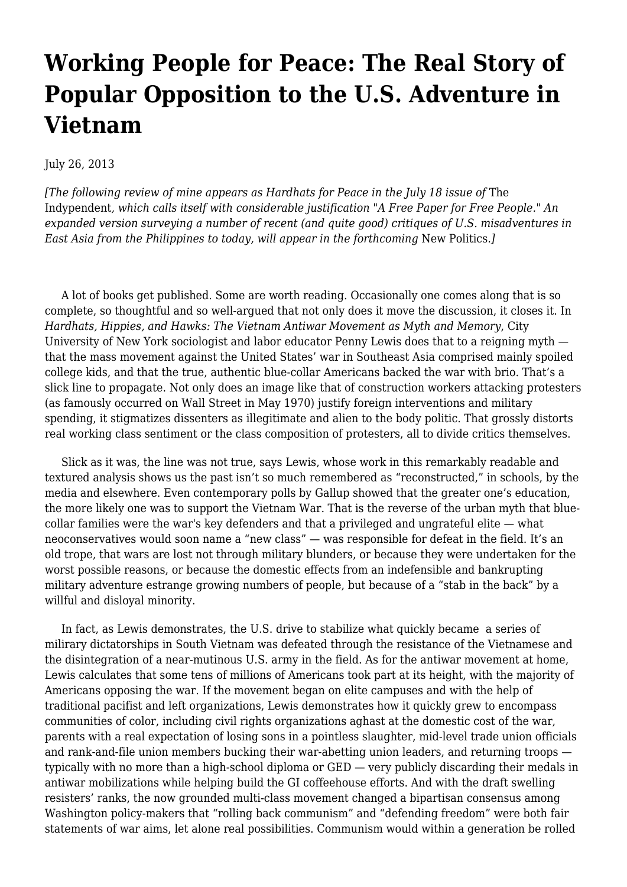# Working People for Peace: The Real Story of Popular Opposition to the U.S. Adventure in Vietnam

July 26, 2013

*[The following review of mine appears as Hardhats for Peace in the July 18 issue of* The Indypendent*, which calls itself with considerable justification "A Free Paper for Free People." An expanded version surveying a number of recent (and quite good) critiques of U.S. misadventures in East Asia from the Philippines to today, will appear in the forthcoming* New Politics*.]*

A lot of books get published. Some are worth reading. Occasionally one comes along that is so complete, so thoughtful and so well-argued that not only does it move the discussion, it closes it. In *Hardhats, Hippies, and Hawks: The Vietnam Antiwar Movement as Myth and Memory*, City University of New York sociologist and labor educator Penny Lewis does that to a reigning myth — that the mass movement against the United States' war in Southeast Asia comprised mainly spoiled college kids, and that the true, authentic blue-collar Americans backed the war with brio. That's a slick line to propagate. Not only does an image like that of construction workers attacking protesters (as famously occurred on Wall Street in May 1970) justify foreign interventions and military spending, it stigmatizes dissenters as illegitimate and alien to the body politic. That grossly distorts real working class sentiment or the class composition of protesters, all to divide critics themselves.

Slick as it was, the line was not true, says Lewis, whose work in this remarkably readable and textured analysis shows us the past isn't so much remembered as "reconstructed," in schools, by the media and elsewhere. Even contemporary polls by Gallup showed that the greater one's education, the more likely one was to support the Vietnam War. That is the reverse of the urban myth that blue-collar families were the war's key defenders and that a privileged and ungrateful elite — what neoconservatives would soon name a "new class" — was responsible for defeat in the field. It's an old trope, that wars are lost not through military blunders, or because they were undertaken for the worst possible reasons, or because the domestic effects from an indefensible and bankrupting military adventure estrange growing numbers of people, but because of a "stab in the back" by a willful and disloyal minority.

In fact, as Lewis demonstrates, the U.S. drive to stabilize what quickly became a series of milirary dictatorships in South Vietnam was defeated through the resistance of the Vietnamese and the disintegration of a near-mutinous U.S. army in the field. As for the antiwar movement at home, Lewis calculates that some tens of millions of Americans took part at its height, with the majority of Americans opposing the war. If the movement began on elite campuses and with the help of traditional pacifist and left organizations, Lewis demonstrates how it quickly grew to encompass communities of color, including civil rights organizations aghast at the domestic cost of the war, parents with a real expectation of losing sons in a pointless slaughter, mid-level trade union officials and rank-and-file union members bucking their war-abetting union leaders, and returning troops — typically with no more than a high-school diploma or GED — very publicly discarding their medals in antiwar mobilizations while helping build the GI coffeehouse efforts. And with the draft swelling resisters' ranks, the now grounded multi-class movement changed a bipartisan consensus among Washington policy-makers that "rolling back communism" and "defending freedom" were both fair statements of war aims, let alone real possibilities. Communism would within a generation be rolled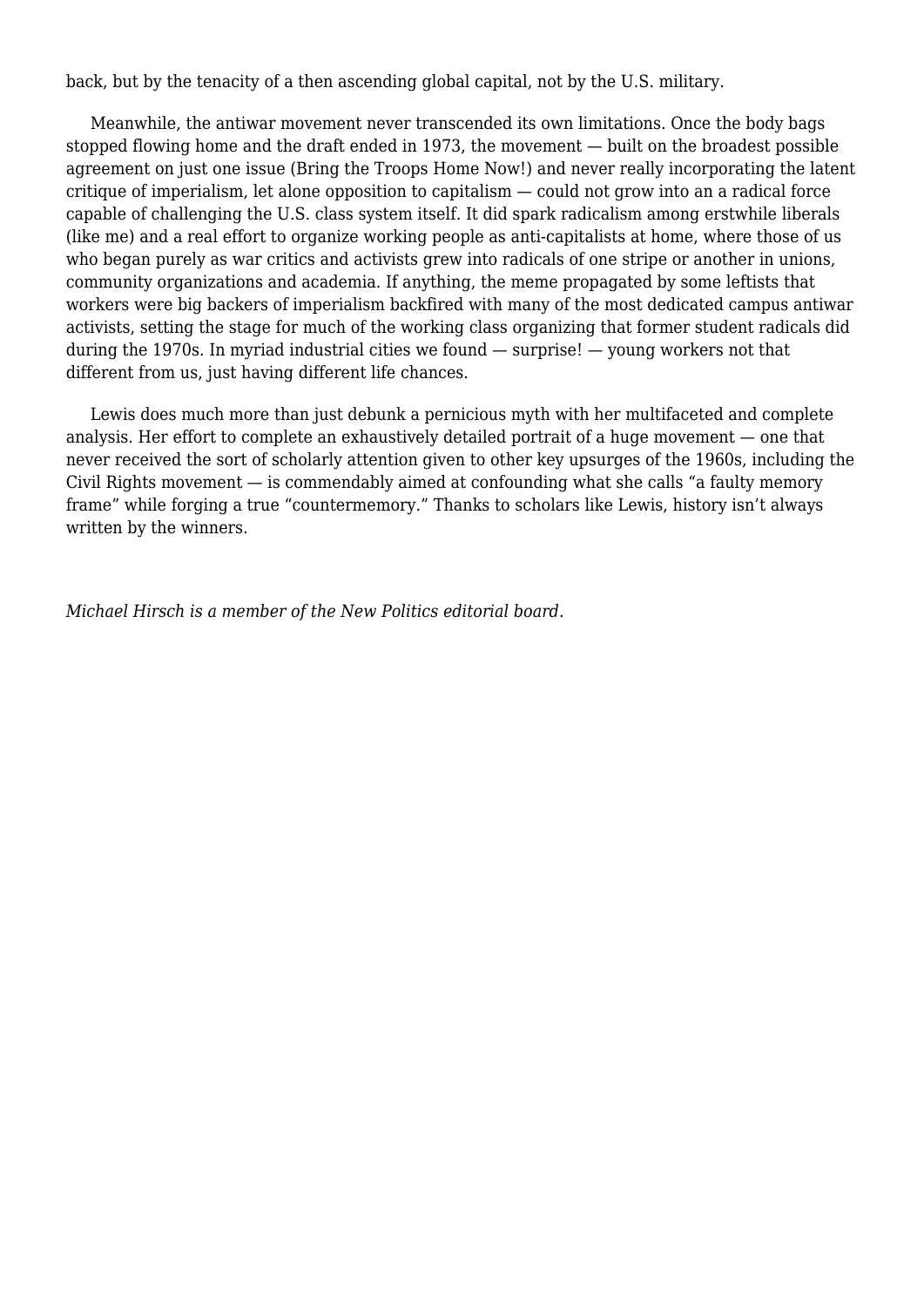back, but by the tenacity of a then ascending global capital, not by the U.S. military.

Meanwhile, the antiwar movement never transcended its own limitations. Once the body bags stopped flowing home and the draft ended in 1973, the movement — built on the broadest possible agreement on just one issue (Bring the Troops Home Now!) and never really incorporating the latent critique of imperialism, let alone opposition to capitalism — could not grow into an a radical force capable of challenging the U.S. class system itself. It did spark radicalism among erstwhile liberals (like me) and a real effort to organize working people as anti-capitalists at home, where those of us who began purely as war critics and activists grew into radicals of one stripe or another in unions, community organizations and academia. If anything, the meme propagated by some leftists that workers were big backers of imperialism backfired with many of the most dedicated campus antiwar activists, setting the stage for much of the working class organizing that former student radicals did during the 1970s. In myriad industrial cities we found — surprise! — young workers not that different from us, just having different life chances.

Lewis does much more than just debunk a pernicious myth with her multifaceted and complete analysis. Her effort to complete an exhaustively detailed portrait of a huge movement — one that never received the sort of scholarly attention given to other key upsurges of the 1960s, including the Civil Rights movement — is commendably aimed at confounding what she calls "a faulty memory frame" while forging a true "countermemory." Thanks to scholars like Lewis, history isn't always written by the winners.

*Michael Hirsch is a member of the New Politics editorial board.*